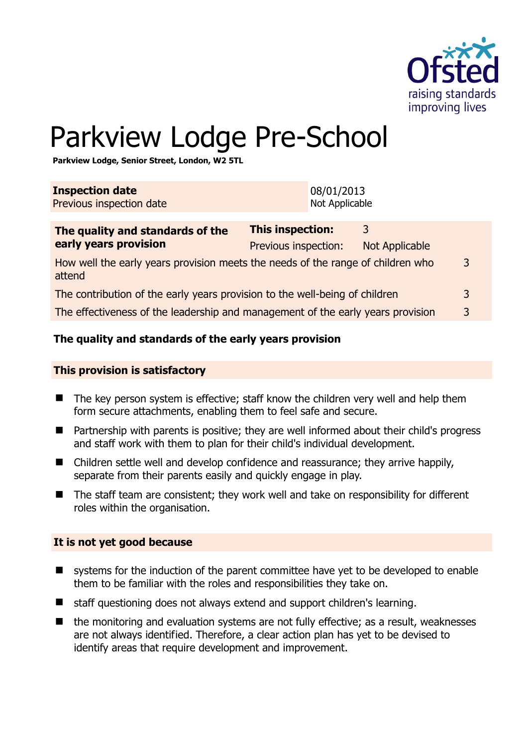Ofsted
raising standards
improving lives

# Parkview Lodge Pre-School

**Parkview Lodge, Senior Street, London, W2 5TL**

| | |
|---|---|
| **Inspection date** | 08/01/2013 |
| Previous inspection date | Not Applicable |

| | | |
|---|---|---|
| **The quality and standards of the early years provision** | **This inspection:** | 3 |
| | Previous inspection: | Not Applicable |
| How well the early years provision meets the needs of the range of children who attend | | 3 |
| The contribution of the early years provision to the well-being of children | | 3 |
| The effectiveness of the leadership and management of the early years provision | | 3 |

## The quality and standards of the early years provision

### This provision is satisfactory

- The key person system is effective; staff know the children very well and help them form secure attachments, enabling them to feel safe and secure.
- Partnership with parents is positive; they are well informed about their child's progress and staff work with them to plan for their child's individual development.
- Children settle well and develop confidence and reassurance; they arrive happily, separate from their parents easily and quickly engage in play.
- The staff team are consistent; they work well and take on responsibility for different roles within the organisation.

### It is not yet good because

- systems for the induction of the parent committee have yet to be developed to enable them to be familiar with the roles and responsibilities they take on.
- staff questioning does not always extend and support children's learning.
- the monitoring and evaluation systems are not fully effective; as a result, weaknesses are not always identified. Therefore, a clear action plan has yet to be devised to identify areas that require development and improvement.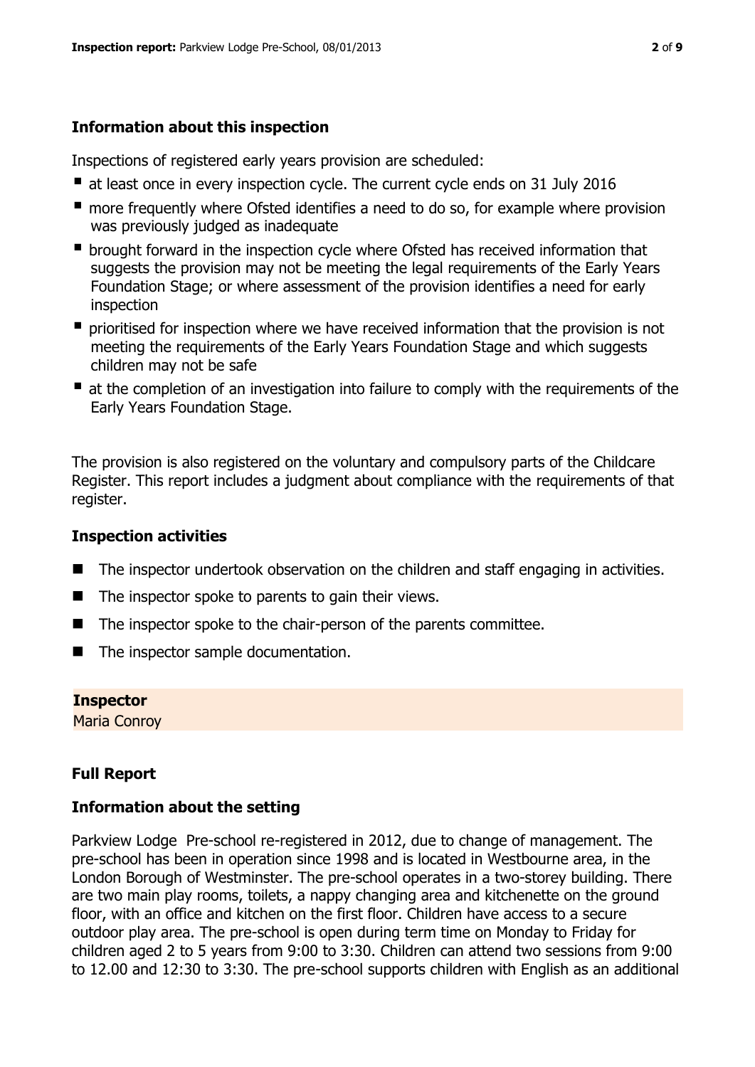## Information about this inspection

Inspections of registered early years provision are scheduled:

- at least once in every inspection cycle. The current cycle ends on 31 July 2016
- more frequently where Ofsted identifies a need to do so, for example where provision was previously judged as inadequate
- brought forward in the inspection cycle where Ofsted has received information that suggests the provision may not be meeting the legal requirements of the Early Years Foundation Stage; or where assessment of the provision identifies a need for early inspection
- prioritised for inspection where we have received information that the provision is not meeting the requirements of the Early Years Foundation Stage and which suggests children may not be safe
- at the completion of an investigation into failure to comply with the requirements of the Early Years Foundation Stage.

The provision is also registered on the voluntary and compulsory parts of the Childcare Register. This report includes a judgment about compliance with the requirements of that register.

## Inspection activities

- The inspector undertook observation on the children and staff engaging in activities.
- The inspector spoke to parents to gain their views.
- The inspector spoke to the chair-person of the parents committee.
- The inspector sample documentation.

**Inspector**
Maria Conroy

## Full Report

## Information about the setting

Parkview Lodge Pre-school re-registered in 2012, due to change of management. The pre-school has been in operation since 1998 and is located in Westbourne area, in the London Borough of Westminster. The pre-school operates in a two-storey building. There are two main play rooms, toilets, a nappy changing area and kitchenette on the ground floor, with an office and kitchen on the first floor. Children have access to a secure outdoor play area. The pre-school is open during term time on Monday to Friday for children aged 2 to 5 years from 9:00 to 3:30. Children can attend two sessions from 9:00 to 12.00 and 12:30 to 3:30. The pre-school supports children with English as an additional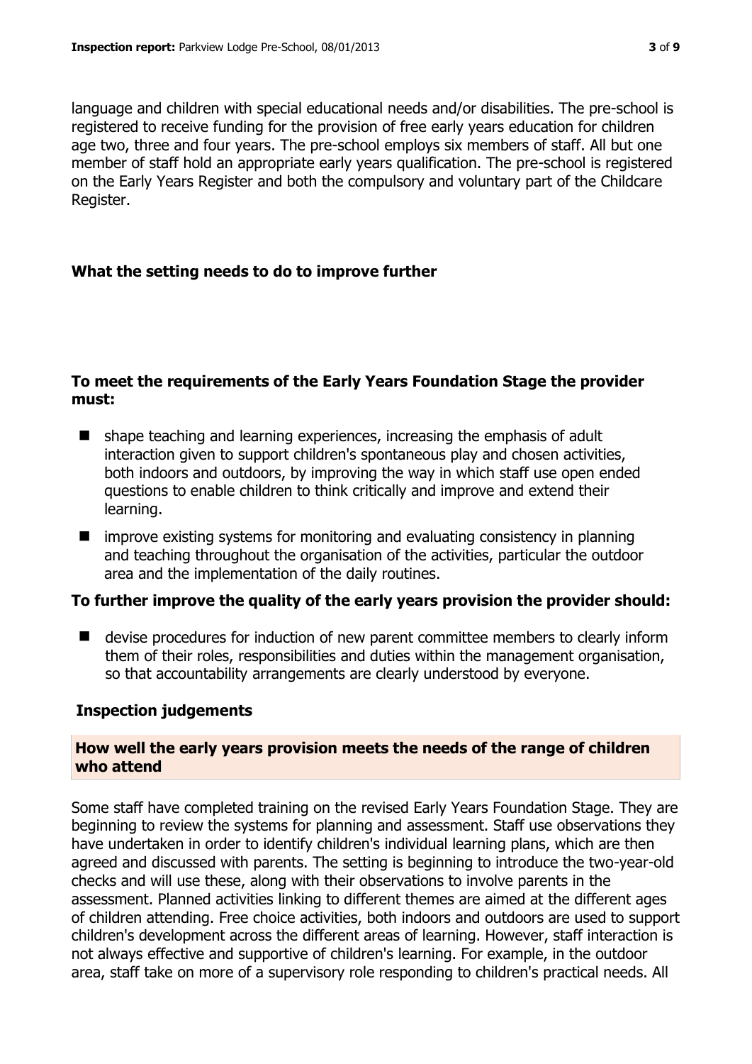language and children with special educational needs and/or disabilities. The pre-school is registered to receive funding for the provision of free early years education for children age two, three and four years. The pre-school employs six members of staff. All but one member of staff hold an appropriate early years qualification. The pre-school is registered on the Early Years Register and both the compulsory and voluntary part of the Childcare Register.

## What the setting needs to do to improve further

### To meet the requirements of the Early Years Foundation Stage the provider must:

- shape teaching and learning experiences, increasing the emphasis of adult interaction given to support children's spontaneous play and chosen activities, both indoors and outdoors, by improving the way in which staff use open ended questions to enable children to think critically and improve and extend their learning.
- improve existing systems for monitoring and evaluating consistency in planning and teaching throughout the organisation of the activities, particular the outdoor area and the implementation of the daily routines.

### To further improve the quality of the early years provision the provider should:

- devise procedures for induction of new parent committee members to clearly inform them of their roles, responsibilities and duties within the management organisation, so that accountability arrangements are clearly understood by everyone.

## Inspection judgements

### How well the early years provision meets the needs of the range of children who attend

Some staff have completed training on the revised Early Years Foundation Stage. They are beginning to review the systems for planning and assessment. Staff use observations they have undertaken in order to identify children's individual learning plans, which are then agreed and discussed with parents. The setting is beginning to introduce the two-year-old checks and will use these, along with their observations to involve parents in the assessment. Planned activities linking to different themes are aimed at the different ages of children attending. Free choice activities, both indoors and outdoors are used to support children's development across the different areas of learning. However, staff interaction is not always effective and supportive of children's learning. For example, in the outdoor area, staff take on more of a supervisory role responding to children's practical needs. All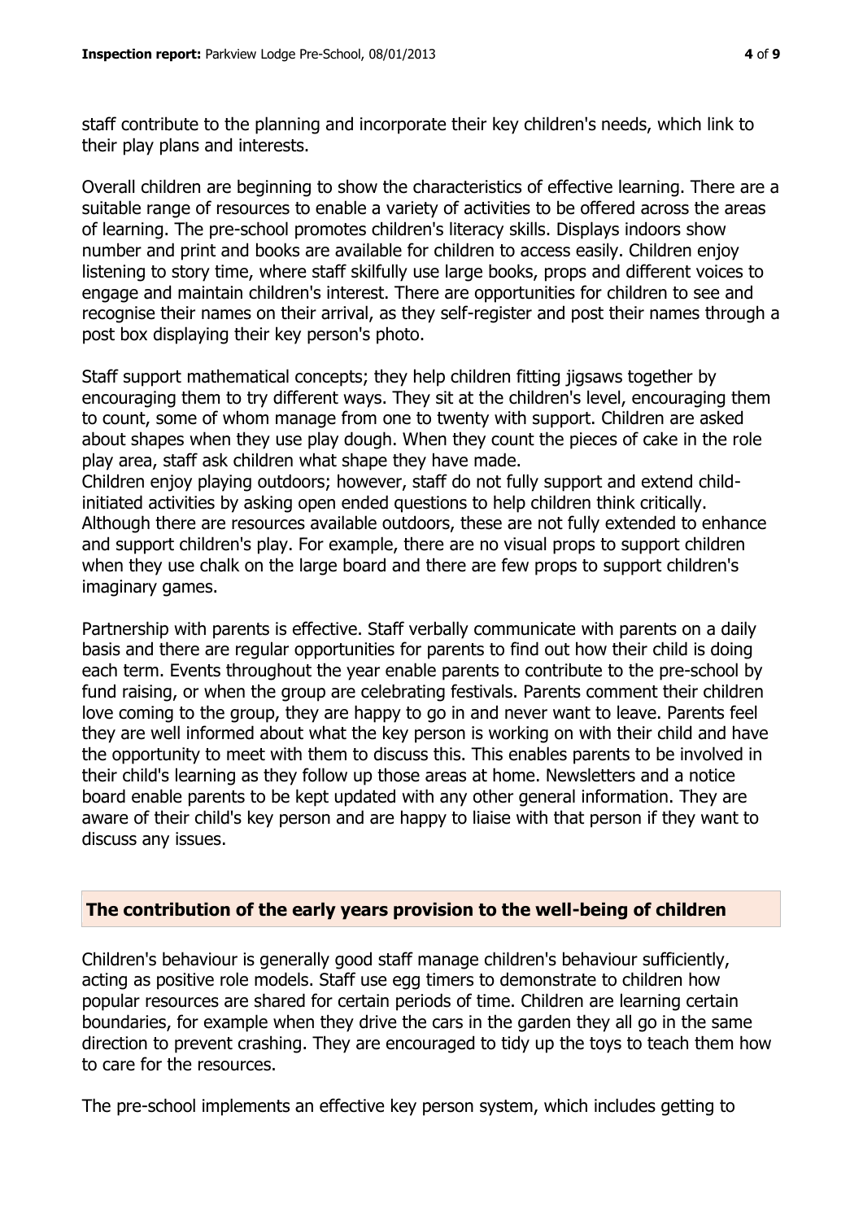staff contribute to the planning and incorporate their key children's needs, which link to their play plans and interests.

Overall children are beginning to show the characteristics of effective learning. There are a suitable range of resources to enable a variety of activities to be offered across the areas of learning. The pre-school promotes children's literacy skills. Displays indoors show number and print and books are available for children to access easily. Children enjoy listening to story time, where staff skilfully use large books, props and different voices to engage and maintain children's interest. There are opportunities for children to see and recognise their names on their arrival, as they self-register and post their names through a post box displaying their key person's photo.

Staff support mathematical concepts; they help children fitting jigsaws together by encouraging them to try different ways. They sit at the children's level, encouraging them to count, some of whom manage from one to twenty with support. Children are asked about shapes when they use play dough. When they count the pieces of cake in the role play area, staff ask children what shape they have made.
Children enjoy playing outdoors; however, staff do not fully support and extend child-initiated activities by asking open ended questions to help children think critically. Although there are resources available outdoors, these are not fully extended to enhance and support children's play. For example, there are no visual props to support children when they use chalk on the large board and there are few props to support children's imaginary games.

Partnership with parents is effective. Staff verbally communicate with parents on a daily basis and there are regular opportunities for parents to find out how their child is doing each term. Events throughout the year enable parents to contribute to the pre-school by fund raising, or when the group are celebrating festivals. Parents comment their children love coming to the group, they are happy to go in and never want to leave. Parents feel they are well informed about what the key person is working on with their child and have the opportunity to meet with them to discuss this. This enables parents to be involved in their child's learning as they follow up those areas at home. Newsletters and a notice board enable parents to be kept updated with any other general information. They are aware of their child's key person and are happy to liaise with that person if they want to discuss any issues.

## The contribution of the early years provision to the well-being of children

Children's behaviour is generally good staff manage children's behaviour sufficiently, acting as positive role models. Staff use egg timers to demonstrate to children how popular resources are shared for certain periods of time. Children are learning certain boundaries, for example when they drive the cars in the garden they all go in the same direction to prevent crashing. They are encouraged to tidy up the toys to teach them how to care for the resources.

The pre-school implements an effective key person system, which includes getting to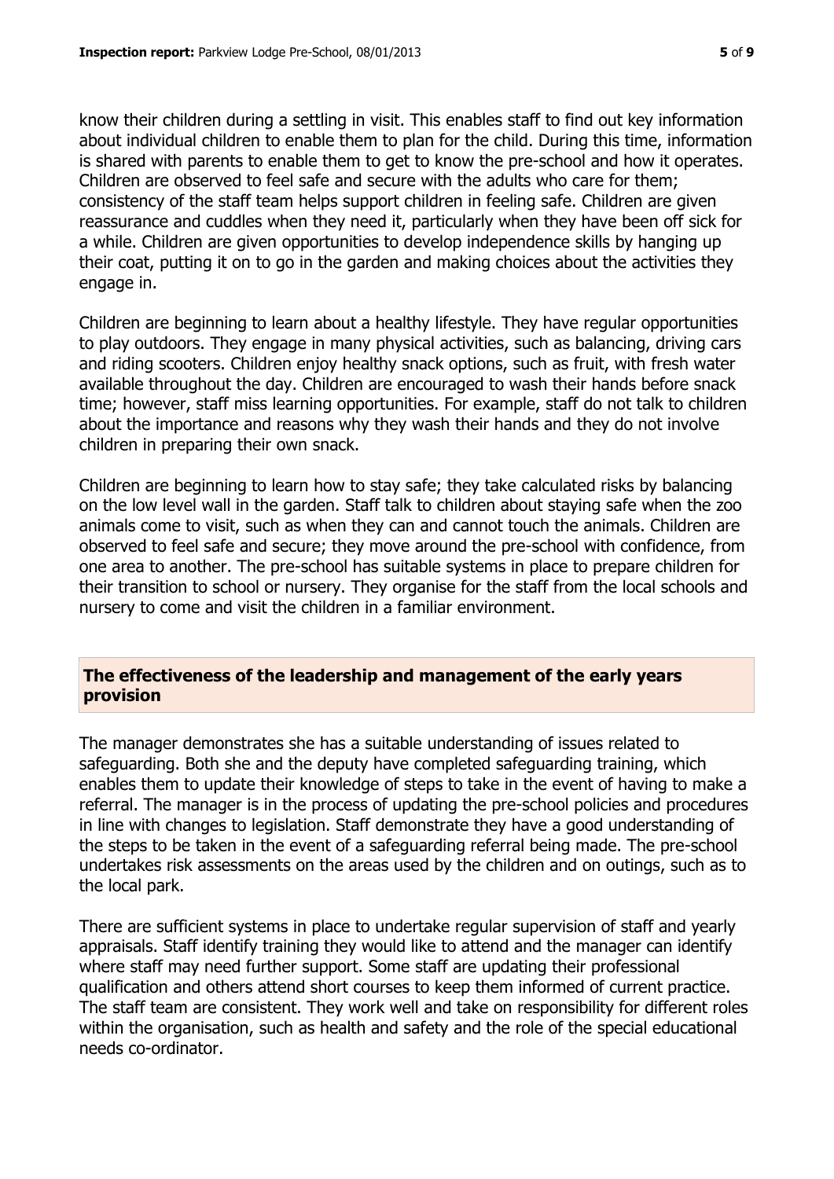know their children during a settling in visit. This enables staff to find out key information about individual children to enable them to plan for the child. During this time, information is shared with parents to enable them to get to know the pre-school and how it operates. Children are observed to feel safe and secure with the adults who care for them; consistency of the staff team helps support children in feeling safe. Children are given reassurance and cuddles when they need it, particularly when they have been off sick for a while. Children are given opportunities to develop independence skills by hanging up their coat, putting it on to go in the garden and making choices about the activities they engage in.

Children are beginning to learn about a healthy lifestyle. They have regular opportunities to play outdoors. They engage in many physical activities, such as balancing, driving cars and riding scooters. Children enjoy healthy snack options, such as fruit, with fresh water available throughout the day. Children are encouraged to wash their hands before snack time; however, staff miss learning opportunities. For example, staff do not talk to children about the importance and reasons why they wash their hands and they do not involve children in preparing their own snack.

Children are beginning to learn how to stay safe; they take calculated risks by balancing on the low level wall in the garden. Staff talk to children about staying safe when the zoo animals come to visit, such as when they can and cannot touch the animals. Children are observed to feel safe and secure; they move around the pre-school with confidence, from one area to another. The pre-school has suitable systems in place to prepare children for their transition to school or nursery. They organise for the staff from the local schools and nursery to come and visit the children in a familiar environment.

## The effectiveness of the leadership and management of the early years provision

The manager demonstrates she has a suitable understanding of issues related to safeguarding. Both she and the deputy have completed safeguarding training, which enables them to update their knowledge of steps to take in the event of having to make a referral. The manager is in the process of updating the pre-school policies and procedures in line with changes to legislation. Staff demonstrate they have a good understanding of the steps to be taken in the event of a safeguarding referral being made. The pre-school undertakes risk assessments on the areas used by the children and on outings, such as to the local park.

There are sufficient systems in place to undertake regular supervision of staff and yearly appraisals. Staff identify training they would like to attend and the manager can identify where staff may need further support. Some staff are updating their professional qualification and others attend short courses to keep them informed of current practice. The staff team are consistent. They work well and take on responsibility for different roles within the organisation, such as health and safety and the role of the special educational needs co-ordinator.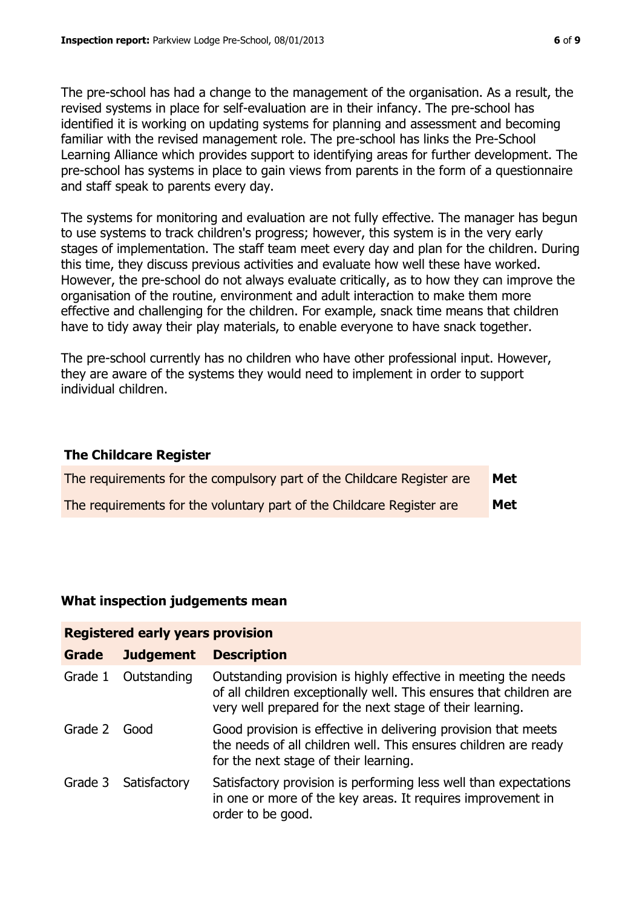The pre-school has had a change to the management of the organisation. As a result, the revised systems in place for self-evaluation are in their infancy. The pre-school has identified it is working on updating systems for planning and assessment and becoming familiar with the revised management role. The pre-school has links the Pre-School Learning Alliance which provides support to identifying areas for further development. The pre-school has systems in place to gain views from parents in the form of a questionnaire and staff speak to parents every day.

The systems for monitoring and evaluation are not fully effective. The manager has begun to use systems to track children's progress; however, this system is in the very early stages of implementation. The staff team meet every day and plan for the children. During this time, they discuss previous activities and evaluate how well these have worked. However, the pre-school do not always evaluate critically, as to how they can improve the organisation of the routine, environment and adult interaction to make them more effective and challenging for the children. For example, snack time means that children have to tidy away their play materials, to enable everyone to have snack together.

The pre-school currently has no children who have other professional input. However, they are aware of the systems they would need to implement in order to support individual children.

## The Childcare Register

| | |
|---|---|
| The requirements for the compulsory part of the Childcare Register are | **Met** |
| The requirements for the voluntary part of the Childcare Register are | **Met** |

## What inspection judgements mean

**Registered early years provision**

| Grade | Judgement | Description |
|---|---|---|
| Grade 1 | Outstanding | Outstanding provision is highly effective in meeting the needs of all children exceptionally well. This ensures that children are very well prepared for the next stage of their learning. |
| Grade 2 | Good | Good provision is effective in delivering provision that meets the needs of all children well. This ensures children are ready for the next stage of their learning. |
| Grade 3 | Satisfactory | Satisfactory provision is performing less well than expectations in one or more of the key areas. It requires improvement in order to be good. |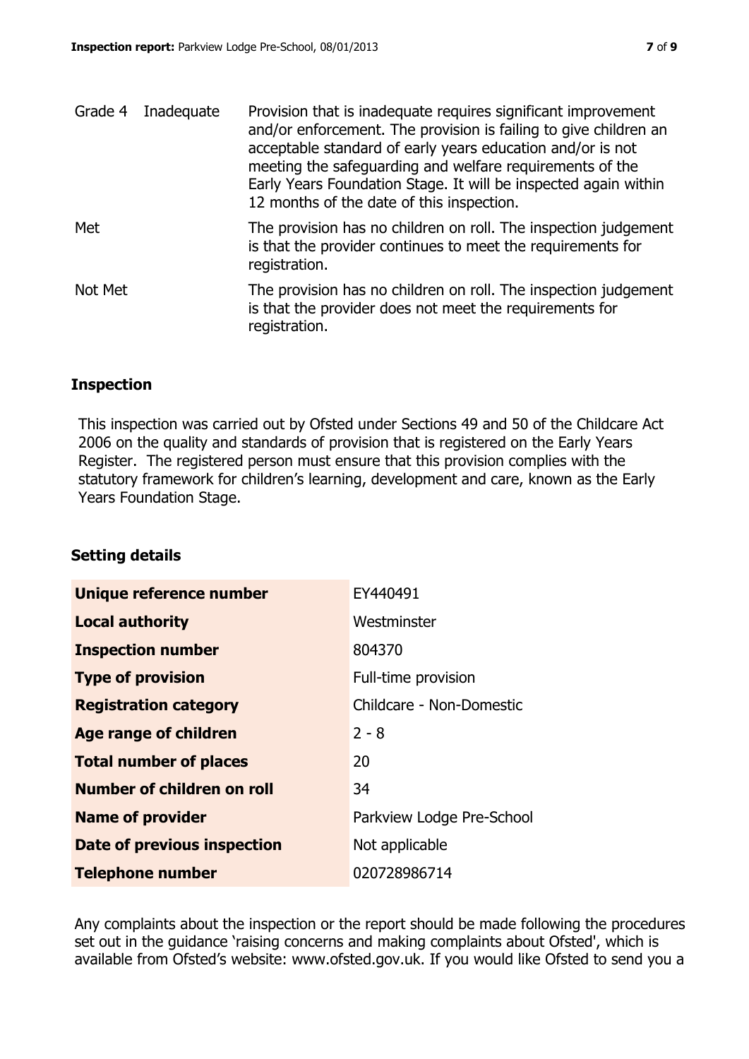| | | |
|---|---|---|
| Grade 4 | Inadequate | Provision that is inadequate requires significant improvement and/or enforcement. The provision is failing to give children an acceptable standard of early years education and/or is not meeting the safeguarding and welfare requirements of the Early Years Foundation Stage. It will be inspected again within 12 months of the date of this inspection. |
| Met | | The provision has no children on roll. The inspection judgement is that the provider continues to meet the requirements for registration. |
| Not Met | | The provision has no children on roll. The inspection judgement is that the provider does not meet the requirements for registration. |

## Inspection

This inspection was carried out by Ofsted under Sections 49 and 50 of the Childcare Act 2006 on the quality and standards of provision that is registered on the Early Years Register. The registered person must ensure that this provision complies with the statutory framework for children's learning, development and care, known as the Early Years Foundation Stage.

## Setting details

| | |
|---|---|
| **Unique reference number** | EY440491 |
| **Local authority** | Westminster |
| **Inspection number** | 804370 |
| **Type of provision** | Full-time provision |
| **Registration category** | Childcare - Non-Domestic |
| **Age range of children** | 2 - 8 |
| **Total number of places** | 20 |
| **Number of children on roll** | 34 |
| **Name of provider** | Parkview Lodge Pre-School |
| **Date of previous inspection** | Not applicable |
| **Telephone number** | 020728986714 |

Any complaints about the inspection or the report should be made following the procedures set out in the guidance 'raising concerns and making complaints about Ofsted', which is available from Ofsted's website: www.ofsted.gov.uk. If you would like Ofsted to send you a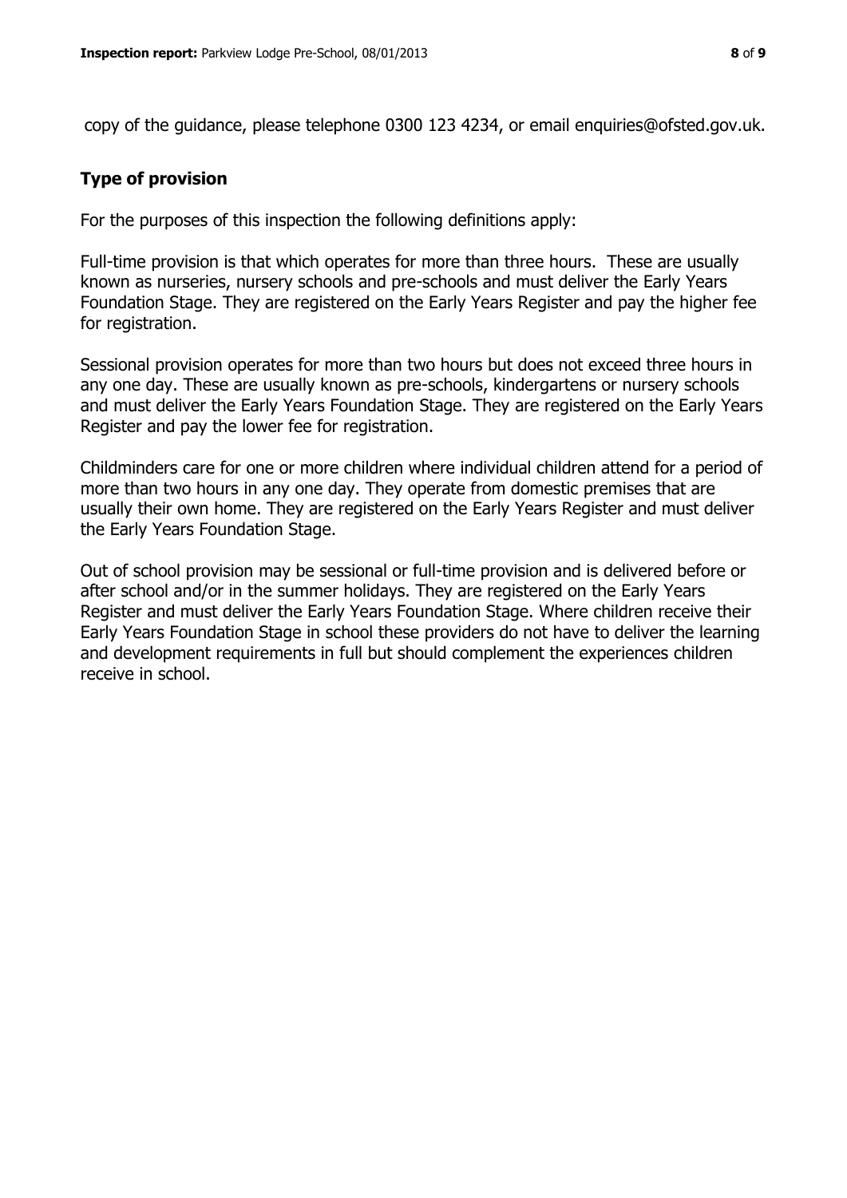copy of the guidance, please telephone 0300 123 4234, or email enquiries@ofsted.gov.uk.

## Type of provision

For the purposes of this inspection the following definitions apply:

Full-time provision is that which operates for more than three hours. These are usually known as nurseries, nursery schools and pre-schools and must deliver the Early Years Foundation Stage. They are registered on the Early Years Register and pay the higher fee for registration.

Sessional provision operates for more than two hours but does not exceed three hours in any one day. These are usually known as pre-schools, kindergartens or nursery schools and must deliver the Early Years Foundation Stage. They are registered on the Early Years Register and pay the lower fee for registration.

Childminders care for one or more children where individual children attend for a period of more than two hours in any one day. They operate from domestic premises that are usually their own home. They are registered on the Early Years Register and must deliver the Early Years Foundation Stage.

Out of school provision may be sessional or full-time provision and is delivered before or after school and/or in the summer holidays. They are registered on the Early Years Register and must deliver the Early Years Foundation Stage. Where children receive their Early Years Foundation Stage in school these providers do not have to deliver the learning and development requirements in full but should complement the experiences children receive in school.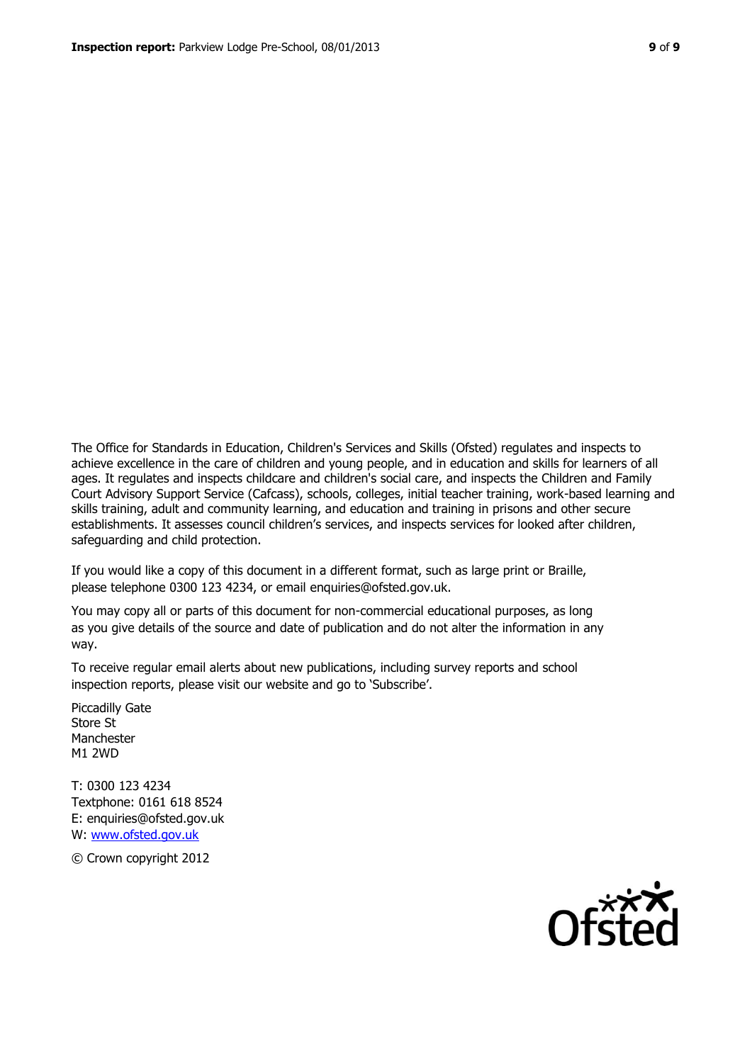The Office for Standards in Education, Children's Services and Skills (Ofsted) regulates and inspects to achieve excellence in the care of children and young people, and in education and skills for learners of all ages. It regulates and inspects childcare and children's social care, and inspects the Children and Family Court Advisory Support Service (Cafcass), schools, colleges, initial teacher training, work-based learning and skills training, adult and community learning, and education and training in prisons and other secure establishments. It assesses council children's services, and inspects services for looked after children, safeguarding and child protection.

If you would like a copy of this document in a different format, such as large print or Braille, please telephone 0300 123 4234, or email enquiries@ofsted.gov.uk.

You may copy all or parts of this document for non-commercial educational purposes, as long as you give details of the source and date of publication and do not alter the information in any way.

To receive regular email alerts about new publications, including survey reports and school inspection reports, please visit our website and go to 'Subscribe'.

Piccadilly Gate
Store St
Manchester
M1 2WD

T: 0300 123 4234
Textphone: 0161 618 8524
E: enquiries@ofsted.gov.uk
W: www.ofsted.gov.uk

© Crown copyright 2012

Ofsted